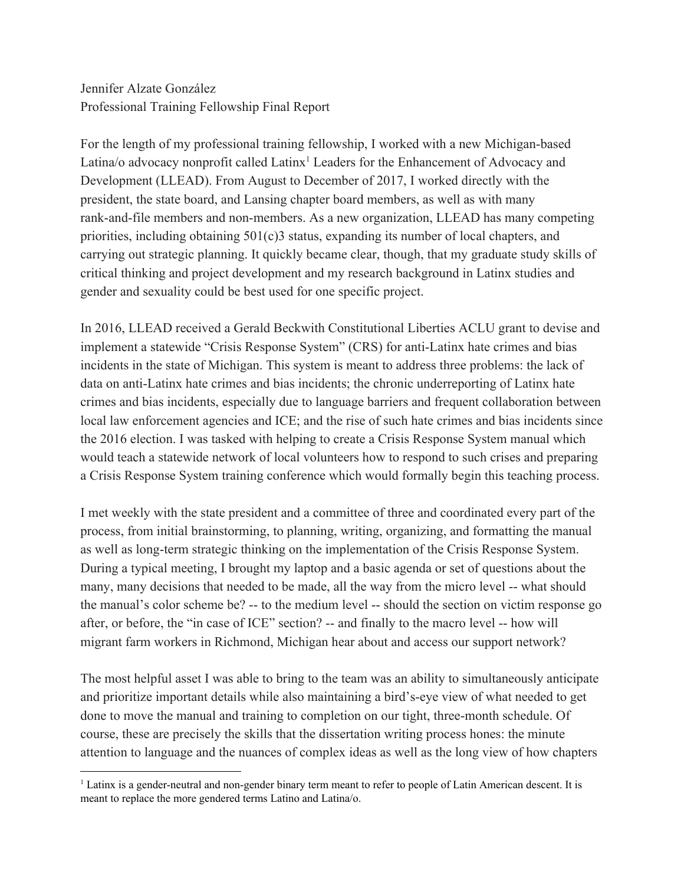Jennifer Alzate González
Professional Training Fellowship Final Report

For the length of my professional training fellowship, I worked with a new Michigan-based Latina/o advocacy nonprofit called Latinx[1] Leaders for the Enhancement of Advocacy and Development (LLEAD). From August to December of 2017, I worked directly with the president, the state board, and Lansing chapter board members, as well as with many rank-and-file members and non-members. As a new organization, LLEAD has many competing priorities, including obtaining 501(c)3 status, expanding its number of local chapters, and carrying out strategic planning. It quickly became clear, though, that my graduate study skills of critical thinking and project development and my research background in Latinx studies and gender and sexuality could be best used for one specific project.

In 2016, LLEAD received a Gerald Beckwith Constitutional Liberties ACLU grant to devise and implement a statewide "Crisis Response System" (CRS) for anti-Latinx hate crimes and bias incidents in the state of Michigan. This system is meant to address three problems: the lack of data on anti-Latinx hate crimes and bias incidents; the chronic underreporting of Latinx hate crimes and bias incidents, especially due to language barriers and frequent collaboration between local law enforcement agencies and ICE; and the rise of such hate crimes and bias incidents since the 2016 election. I was tasked with helping to create a Crisis Response System manual which would teach a statewide network of local volunteers how to respond to such crises and preparing a Crisis Response System training conference which would formally begin this teaching process.

I met weekly with the state president and a committee of three and coordinated every part of the process, from initial brainstorming, to planning, writing, organizing, and formatting the manual as well as long-term strategic thinking on the implementation of the Crisis Response System. During a typical meeting, I brought my laptop and a basic agenda or set of questions about the many, many decisions that needed to be made, all the way from the micro level -- what should the manual's color scheme be? -- to the medium level -- should the section on victim response go after, or before, the "in case of ICE" section? -- and finally to the macro level -- how will migrant farm workers in Richmond, Michigan hear about and access our support network?

The most helpful asset I was able to bring to the team was an ability to simultaneously anticipate and prioritize important details while also maintaining a bird's-eye view of what needed to get done to move the manual and training to completion on our tight, three-month schedule. Of course, these are precisely the skills that the dissertation writing process hones: the minute attention to language and the nuances of complex ideas as well as the long view of how chapters

[1] Latinx is a gender-neutral and non-gender binary term meant to refer to people of Latin American descent. It is meant to replace the more gendered terms Latino and Latina/o.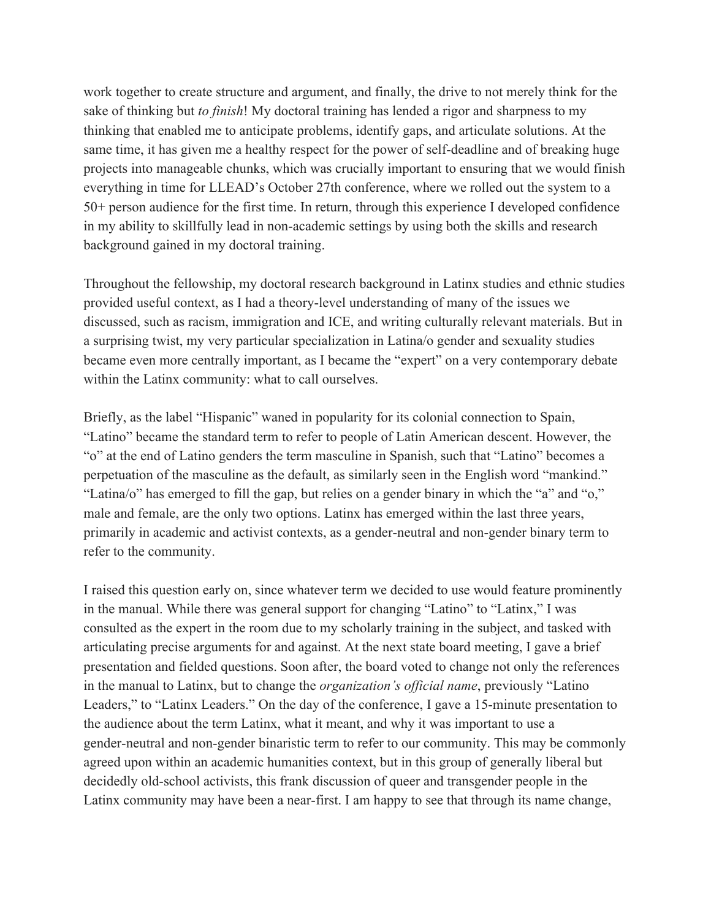work together to create structure and argument, and finally, the drive to not merely think for the sake of thinking but *to finish*! My doctoral training has lended a rigor and sharpness to my thinking that enabled me to anticipate problems, identify gaps, and articulate solutions. At the same time, it has given me a healthy respect for the power of self-deadline and of breaking huge projects into manageable chunks, which was crucially important to ensuring that we would finish everything in time for LLEAD's October 27th conference, where we rolled out the system to a 50+ person audience for the first time. In return, through this experience I developed confidence in my ability to skillfully lead in non-academic settings by using both the skills and research background gained in my doctoral training.

Throughout the fellowship, my doctoral research background in Latinx studies and ethnic studies provided useful context, as I had a theory-level understanding of many of the issues we discussed, such as racism, immigration and ICE, and writing culturally relevant materials. But in a surprising twist, my very particular specialization in Latina/o gender and sexuality studies became even more centrally important, as I became the "expert" on a very contemporary debate within the Latinx community: what to call ourselves.

Briefly, as the label "Hispanic" waned in popularity for its colonial connection to Spain, "Latino" became the standard term to refer to people of Latin American descent. However, the "o" at the end of Latino genders the term masculine in Spanish, such that "Latino" becomes a perpetuation of the masculine as the default, as similarly seen in the English word "mankind." "Latina/o" has emerged to fill the gap, but relies on a gender binary in which the "a" and "o," male and female, are the only two options. Latinx has emerged within the last three years, primarily in academic and activist contexts, as a gender-neutral and non-gender binary term to refer to the community.

I raised this question early on, since whatever term we decided to use would feature prominently in the manual. While there was general support for changing "Latino" to "Latinx," I was consulted as the expert in the room due to my scholarly training in the subject, and tasked with articulating precise arguments for and against. At the next state board meeting, I gave a brief presentation and fielded questions. Soon after, the board voted to change not only the references in the manual to Latinx, but to change the *organization's official name*, previously "Latino Leaders," to "Latinx Leaders." On the day of the conference, I gave a 15-minute presentation to the audience about the term Latinx, what it meant, and why it was important to use a gender-neutral and non-gender binaristic term to refer to our community. This may be commonly agreed upon within an academic humanities context, but in this group of generally liberal but decidedly old-school activists, this frank discussion of queer and transgender people in the Latinx community may have been a near-first. I am happy to see that through its name change,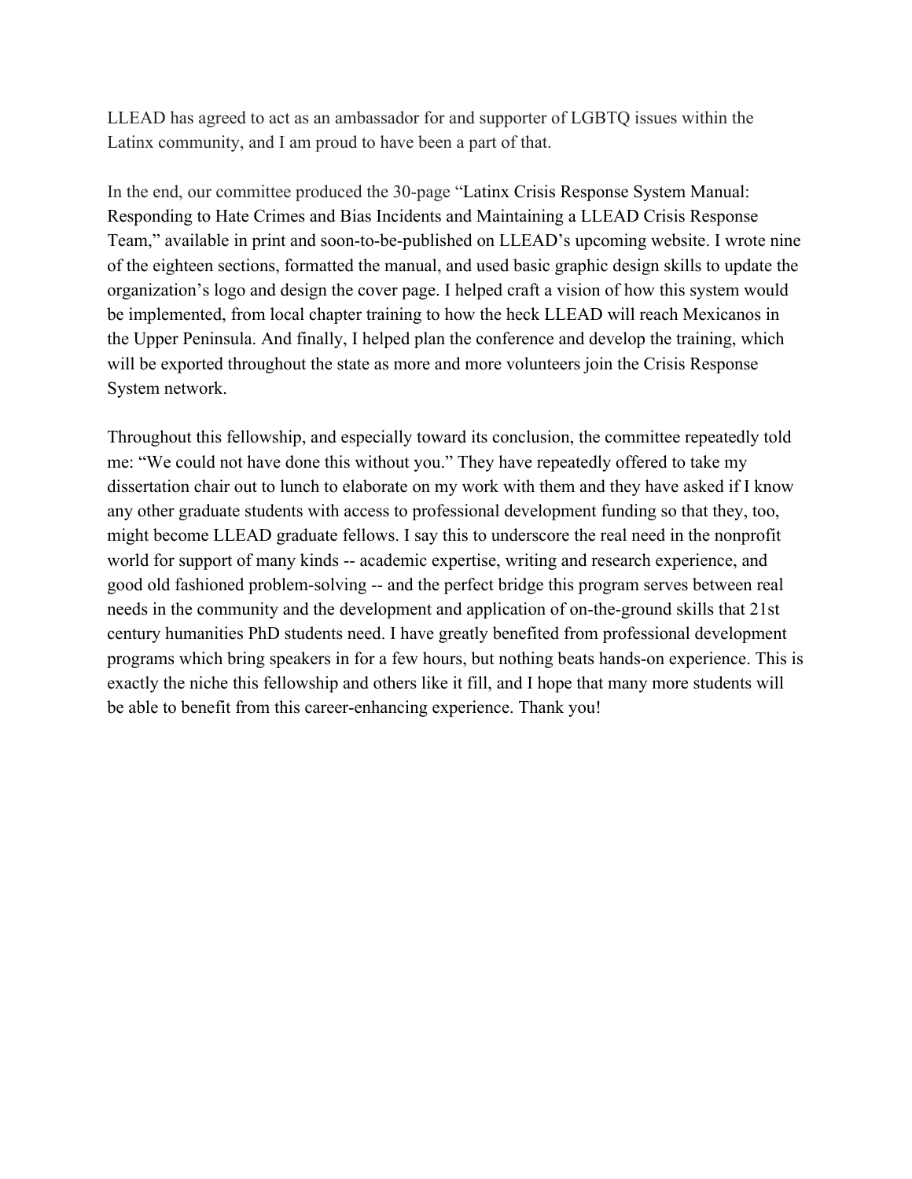LLEAD has agreed to act as an ambassador for and supporter of LGBTQ issues within the Latinx community, and I am proud to have been a part of that.

In the end, our committee produced the 30-page "Latinx Crisis Response System Manual: Responding to Hate Crimes and Bias Incidents and Maintaining a LLEAD Crisis Response Team," available in print and soon-to-be-published on LLEAD's upcoming website. I wrote nine of the eighteen sections, formatted the manual, and used basic graphic design skills to update the organization's logo and design the cover page. I helped craft a vision of how this system would be implemented, from local chapter training to how the heck LLEAD will reach Mexicanos in the Upper Peninsula. And finally, I helped plan the conference and develop the training, which will be exported throughout the state as more and more volunteers join the Crisis Response System network.

Throughout this fellowship, and especially toward its conclusion, the committee repeatedly told me: "We could not have done this without you." They have repeatedly offered to take my dissertation chair out to lunch to elaborate on my work with them and they have asked if I know any other graduate students with access to professional development funding so that they, too, might become LLEAD graduate fellows. I say this to underscore the real need in the nonprofit world for support of many kinds -- academic expertise, writing and research experience, and good old fashioned problem-solving -- and the perfect bridge this program serves between real needs in the community and the development and application of on-the-ground skills that 21st century humanities PhD students need. I have greatly benefited from professional development programs which bring speakers in for a few hours, but nothing beats hands-on experience. This is exactly the niche this fellowship and others like it fill, and I hope that many more students will be able to benefit from this career-enhancing experience. Thank you!